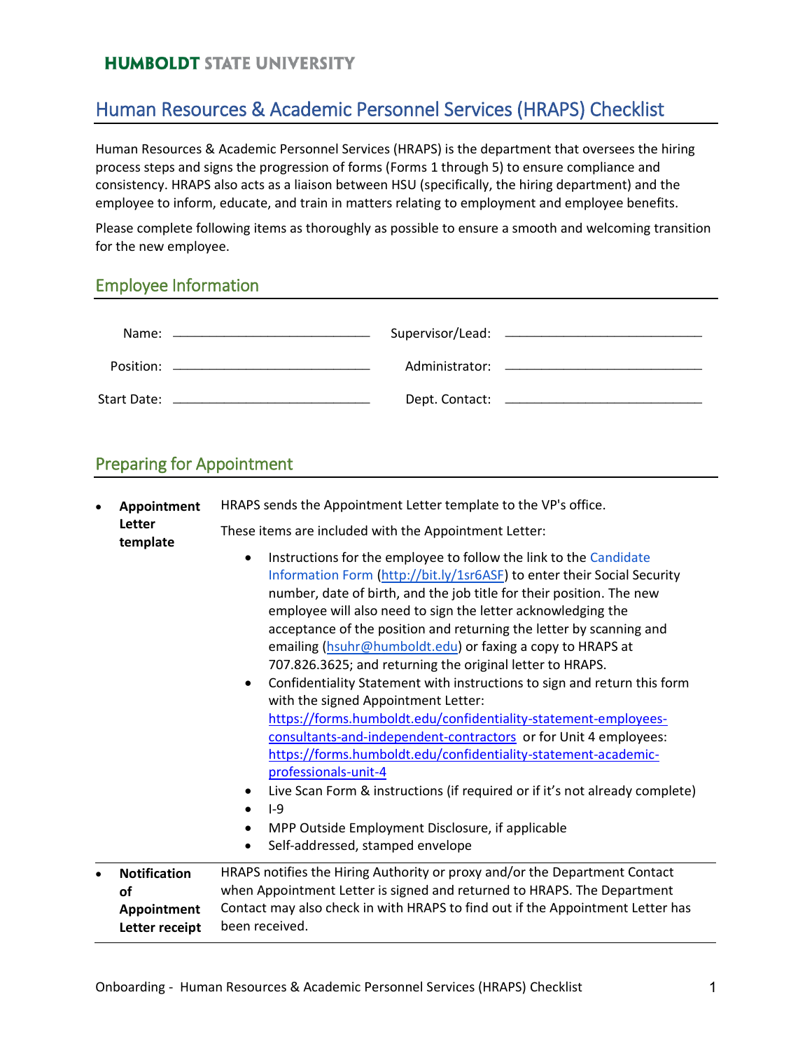HUMBOLDT STATE UNIVERSITY

# Human Resources & Academic Personnel Services (HRAPS) Checklist

Human Resources & Academic Personnel Services (HRAPS) is the department that oversees the hiring process steps and signs the progression of forms (Forms 1 through 5) to ensure compliance and consistency. HRAPS also acts as a liaison between HSU (specifically, the hiring department) and the employee to inform, educate, and train in matters relating to employment and employee benefits.

Please complete following items as thoroughly as possible to ensure a smooth and welcoming transition for the new employee.

## Employee Information

| | | | |
|---|---|---|---|
| Name: | ______________________ | Supervisor/Lead: | ______________________ |
| Position: | ______________________ | Administrator: | ______________________ |
| Start Date: | ______________________ | Dept. Contact: | ______________________ |

## Preparing for Appointment

- **Appointment Letter template**

  HRAPS sends the Appointment Letter template to the VP's office.

  These items are included with the Appointment Letter:

  - Instructions for the employee to follow the link to the Candidate Information Form (http://bit.ly/1sr6ASF) to enter their Social Security number, date of birth, and the job title for their position. The new employee will also need to sign the letter acknowledging the acceptance of the position and returning the letter by scanning and emailing (hsuhr@humboldt.edu) or faxing a copy to HRAPS at 707.826.3625; and returning the original letter to HRAPS.
  - Confidentiality Statement with instructions to sign and return this form with the signed Appointment Letter: https://forms.humboldt.edu/confidentiality-statement-employees-consultants-and-independent-contractors or for Unit 4 employees: https://forms.humboldt.edu/confidentiality-statement-academic-professionals-unit-4
  - Live Scan Form & instructions (if required or if it's not already complete)
  - I-9
  - MPP Outside Employment Disclosure, if applicable
  - Self-addressed, stamped envelope

- **Notification of Appointment Letter receipt**

  HRAPS notifies the Hiring Authority or proxy and/or the Department Contact when Appointment Letter is signed and returned to HRAPS. The Department Contact may also check in with HRAPS to find out if the Appointment Letter has been received.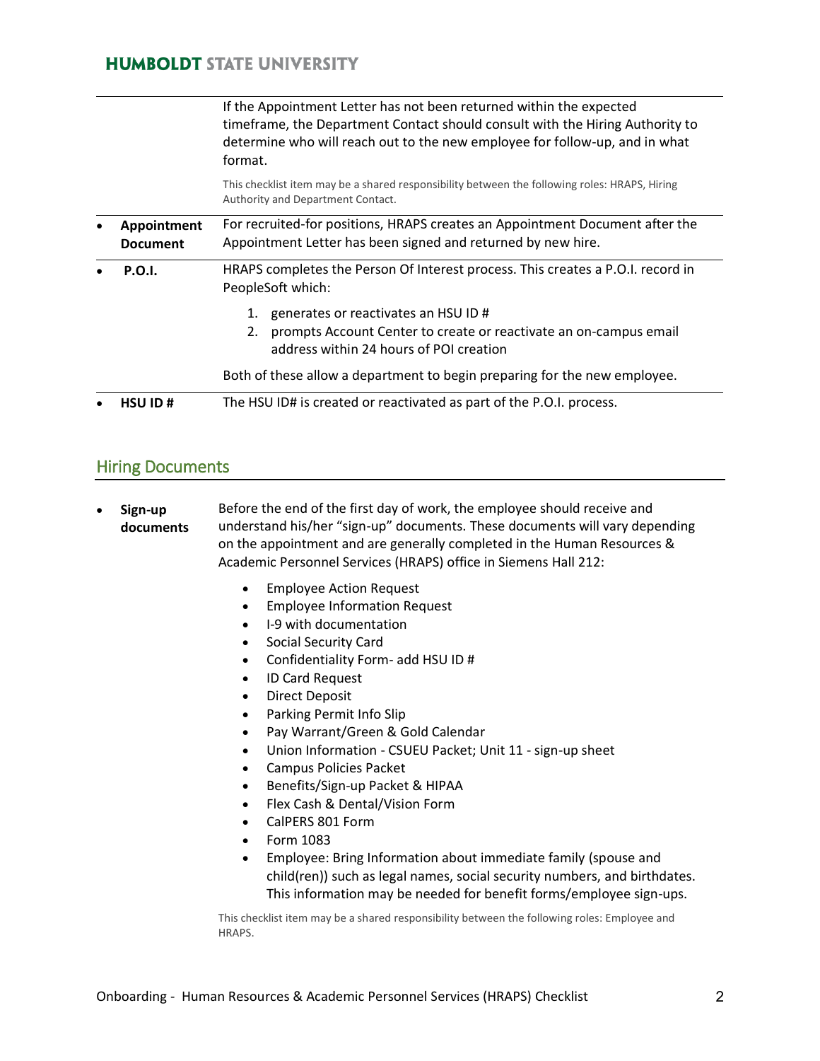If the Appointment Letter has not been returned within the expected timeframe, the Department Contact should consult with the Hiring Authority to determine who will reach out to the new employee for follow-up, and in what format.

This checklist item may be a shared responsibility between the following roles: HRAPS, Hiring Authority and Department Contact.

- **Appointment Document** — For recruited-for positions, HRAPS creates an Appointment Document after the Appointment Letter has been signed and returned by new hire.

- **P.O.I.** — HRAPS completes the Person Of Interest process. This creates a P.O.I. record in PeopleSoft which:

  1. generates or reactivates an HSU ID #
  2. prompts Account Center to create or reactivate an on-campus email address within 24 hours of POI creation

  Both of these allow a department to begin preparing for the new employee.

- **HSU ID #** — The HSU ID# is created or reactivated as part of the P.O.I. process.

## Hiring Documents

- **Sign-up documents** — Before the end of the first day of work, the employee should receive and understand his/her "sign-up" documents. These documents will vary depending on the appointment and are generally completed in the Human Resources & Academic Personnel Services (HRAPS) office in Siemens Hall 212:

  - Employee Action Request
  - Employee Information Request
  - I-9 with documentation
  - Social Security Card
  - Confidentiality Form- add HSU ID #
  - ID Card Request
  - Direct Deposit
  - Parking Permit Info Slip
  - Pay Warrant/Green & Gold Calendar
  - Union Information - CSUEU Packet; Unit 11 - sign-up sheet
  - Campus Policies Packet
  - Benefits/Sign-up Packet & HIPAA
  - Flex Cash & Dental/Vision Form
  - CalPERS 801 Form
  - Form 1083
  - Employee: Bring Information about immediate family (spouse and child(ren)) such as legal names, social security numbers, and birthdates. This information may be needed for benefit forms/employee sign-ups.

  This checklist item may be a shared responsibility between the following roles: Employee and HRAPS.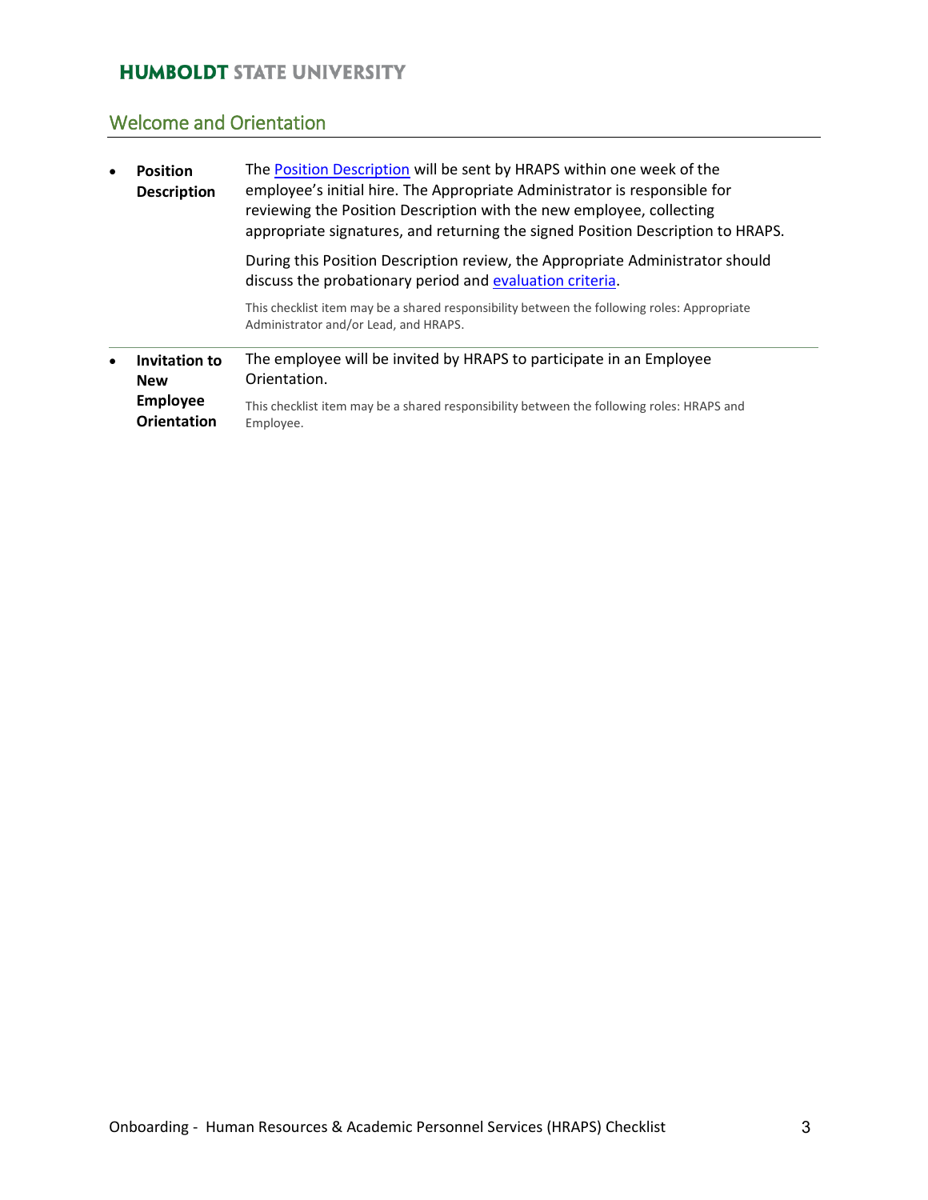## Welcome and Orientation

- **Position Description**

  The [Position Description](Position Description) will be sent by HRAPS within one week of the employee's initial hire. The Appropriate Administrator is responsible for reviewing the Position Description with the new employee, collecting appropriate signatures, and returning the signed Position Description to HRAPS.

  During this Position Description review, the Appropriate Administrator should discuss the probationary period and [evaluation criteria](evaluation criteria).

  This checklist item may be a shared responsibility between the following roles: Appropriate Administrator and/or Lead, and HRAPS.

- **Invitation to New Employee Orientation**

  The employee will be invited by HRAPS to participate in an Employee Orientation.

  This checklist item may be a shared responsibility between the following roles: HRAPS and Employee.